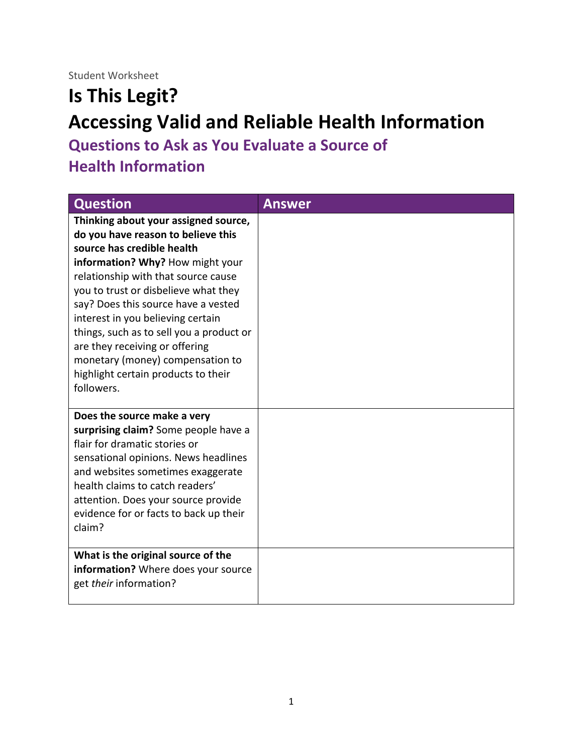Student Worksheet

# Is This Legit?

# Accessing Valid and Reliable Health Information

## Questions to Ask as You Evaluate a Source of Health Information

| Question | Answer |
|---|---|
| **Thinking about your assigned source, do you have reason to believe this source has credible health information? Why?** How might your relationship with that source cause you to trust or disbelieve what they say? Does this source have a vested interest in you believing certain things, such as to sell you a product or are they receiving or offering monetary (money) compensation to highlight certain products to their followers. | |
| **Does the source make a very surprising claim?** Some people have a flair for dramatic stories or sensational opinions. News headlines and websites sometimes exaggerate health claims to catch readers' attention. Does your source provide evidence for or facts to back up their claim? | |
| **What is the original source of the information?** Where does your source get *their* information? | |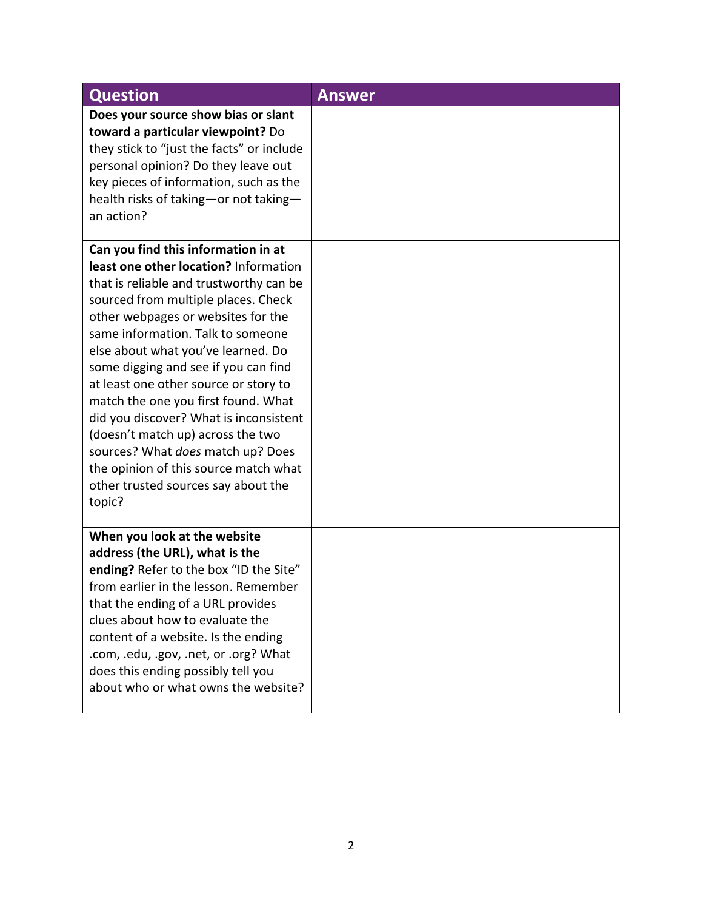| Question | Answer |
| --- | --- |
| **Does your source show bias or slant toward a particular viewpoint?** Do they stick to "just the facts" or include personal opinion? Do they leave out key pieces of information, such as the health risks of taking—or not taking—an action? | |
| **Can you find this information in at least one other location?** Information that is reliable and trustworthy can be sourced from multiple places. Check other webpages or websites for the same information. Talk to someone else about what you've learned. Do some digging and see if you can find at least one other source or story to match the one you first found. What did you discover? What is inconsistent (doesn't match up) across the two sources? What *does* match up? Does the opinion of this source match what other trusted sources say about the topic? | |
| **When you look at the website address (the URL), what is the ending?** Refer to the box "ID the Site" from earlier in the lesson. Remember that the ending of a URL provides clues about how to evaluate the content of a website. Is the ending .com, .edu, .gov, .net, or .org? What does this ending possibly tell you about who or what owns the website? | |